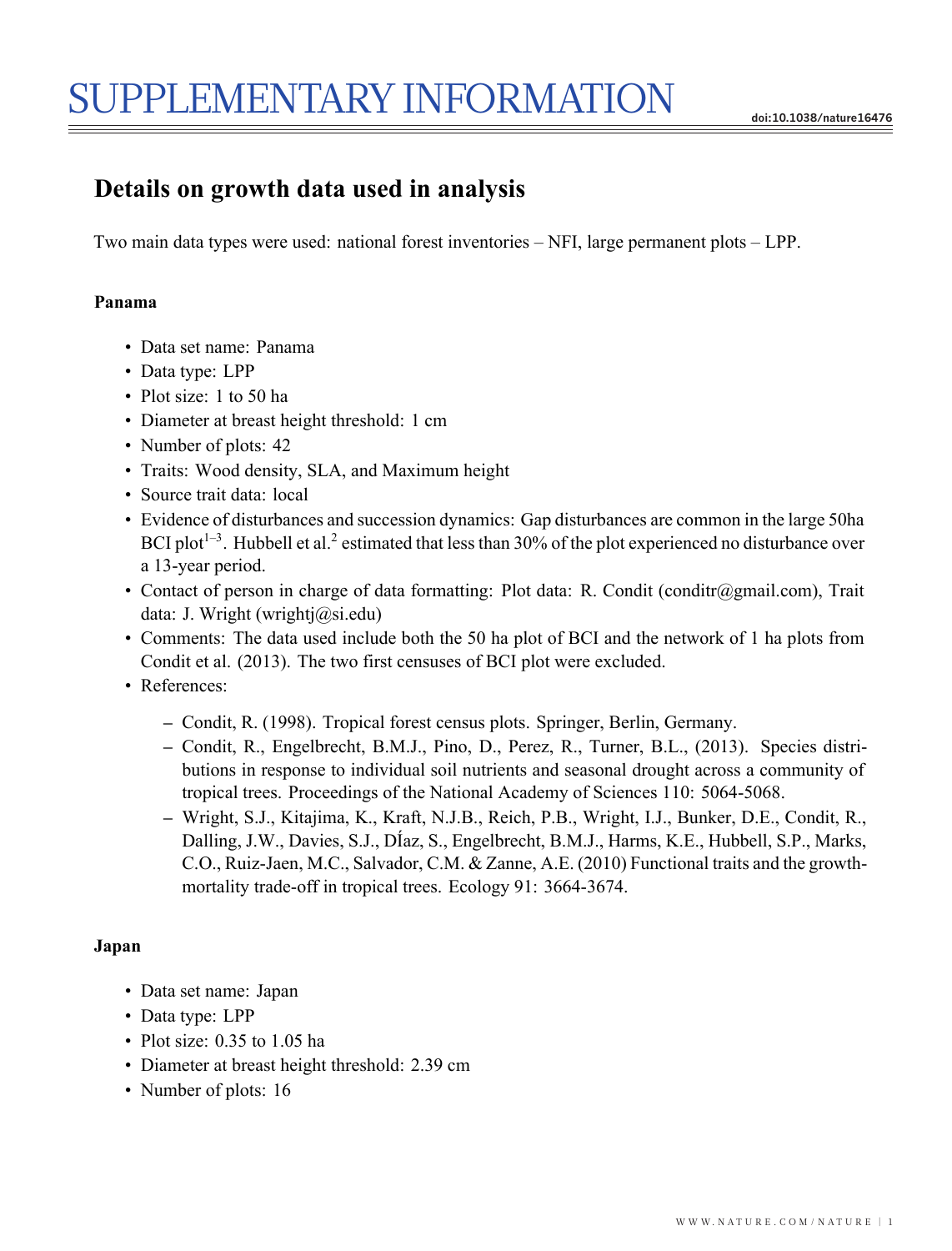# SUPPLEMENTARY INFORMATION

## Details on growth data used in analysis

Two main data types were used: national forest inventories – NFI, large permanent plots – LPP.

### Panama

- Data set name: Panama
- Data type: LPP
- Plot size: 1 to 50 ha
- Diameter at breast height threshold: 1 cm
- Number of plots: 42
- Traits: Wood density, SLA, and Maximum height
- Source trait data: local
- Evidence of disturbances and succession dynamics: Gap disturbances are common in the large 50ha BCI plot[1–3]. Hubbell et al.[2] estimated that less than 30% of the plot experienced no disturbance over a 13-year period.
- Contact of person in charge of data formatting: Plot data: R. Condit (conditr@gmail.com), Trait data: J. Wright (wrightj@si.edu)
- Comments: The data used include both the 50 ha plot of BCI and the network of 1 ha plots from Condit et al. (2013). The two first censuses of BCI plot were excluded.
- References:
  - Condit, R. (1998). Tropical forest census plots. Springer, Berlin, Germany.
  - Condit, R., Engelbrecht, B.M.J., Pino, D., Perez, R., Turner, B.L., (2013). Species distributions in response to individual soil nutrients and seasonal drought across a community of tropical trees. Proceedings of the National Academy of Sciences 110: 5064-5068.
  - Wright, S.J., Kitajima, K., Kraft, N.J.B., Reich, P.B., Wright, I.J., Bunker, D.E., Condit, R., Dalling, J.W., Davies, S.J., DÍaz, S., Engelbrecht, B.M.J., Harms, K.E., Hubbell, S.P., Marks, C.O., Ruiz-Jaen, M.C., Salvador, C.M. & Zanne, A.E. (2010) Functional traits and the growth-mortality trade-off in tropical trees. Ecology 91: 3664-3674.

### Japan

- Data set name: Japan
- Data type: LPP
- Plot size: 0.35 to 1.05 ha
- Diameter at breast height threshold: 2.39 cm
- Number of plots: 16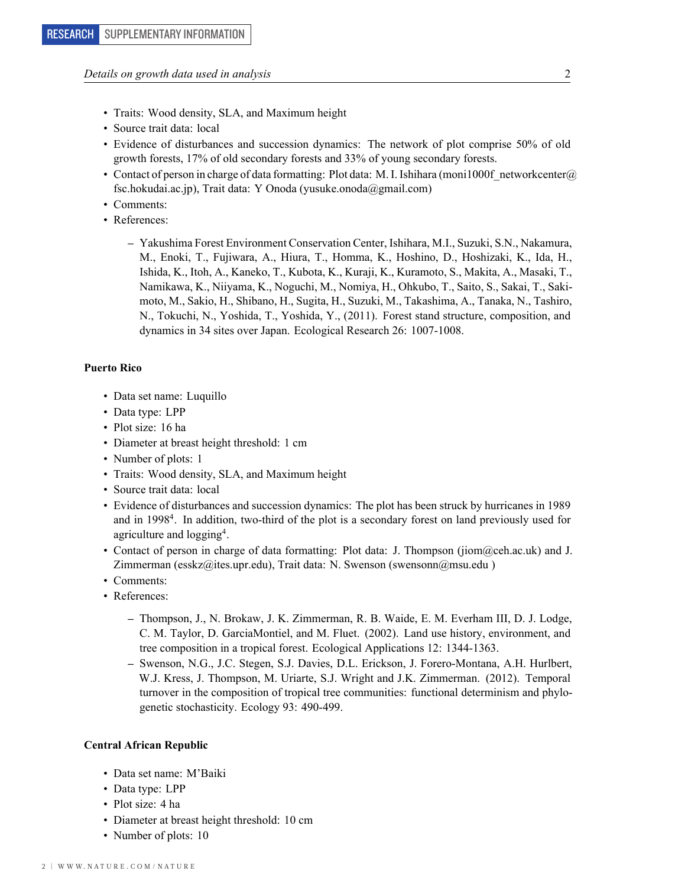- Traits: Wood density, SLA, and Maximum height
- Source trait data: local
- Evidence of disturbances and succession dynamics: The network of plot comprise 50% of old growth forests, 17% of old secondary forests and 33% of young secondary forests.
- Contact of person in charge of data formatting: Plot data: M. I. Ishihara (moni1000f_networkcenter@fsc.hokudai.ac.jp), Trait data: Y Onoda (yusuke.onoda@gmail.com)
- Comments:
- References:
  - Yakushima Forest Environment Conservation Center, Ishihara, M.I., Suzuki, S.N., Nakamura, M., Enoki, T., Fujiwara, A., Hiura, T., Homma, K., Hoshino, D., Hoshizaki, K., Ida, H., Ishida, K., Itoh, A., Kaneko, T., Kubota, K., Kuraji, K., Kuramoto, S., Makita, A., Masaki, T., Namikawa, K., Niiyama, K., Noguchi, M., Nomiya, H., Ohkubo, T., Saito, S., Sakai, T., Sakimoto, M., Sakio, H., Shibano, H., Sugita, H., Suzuki, M., Takashima, A., Tanaka, N., Tashiro, N., Tokuchi, N., Yoshida, T., Yoshida, Y., (2011). Forest stand structure, composition, and dynamics in 34 sites over Japan. Ecological Research 26: 1007-1008.

**Puerto Rico**

- Data set name: Luquillo
- Data type: LPP
- Plot size: 16 ha
- Diameter at breast height threshold: 1 cm
- Number of plots: 1
- Traits: Wood density, SLA, and Maximum height
- Source trait data: local
- Evidence of disturbances and succession dynamics: The plot has been struck by hurricanes in 1989 and in 1998[4]. In addition, two-third of the plot is a secondary forest on land previously used for agriculture and logging[4].
- Contact of person in charge of data formatting: Plot data: J. Thompson (jiom@ceh.ac.uk) and J. Zimmerman (esskz@ites.upr.edu), Trait data: N. Swenson (swensonn@msu.edu )
- Comments:
- References:
  - Thompson, J., N. Brokaw, J. K. Zimmerman, R. B. Waide, E. M. Everham III, D. J. Lodge, C. M. Taylor, D. GarciaMontiel, and M. Fluet. (2002). Land use history, environment, and tree composition in a tropical forest. Ecological Applications 12: 1344-1363.
  - Swenson, N.G., J.C. Stegen, S.J. Davies, D.L. Erickson, J. Forero-Montana, A.H. Hurlbert, W.J. Kress, J. Thompson, M. Uriarte, S.J. Wright and J.K. Zimmerman. (2012). Temporal turnover in the composition of tropical tree communities: functional determinism and phylogenetic stochasticity. Ecology 93: 490-499.

**Central African Republic**

- Data set name: M'Baiki
- Data type: LPP
- Plot size: 4 ha
- Diameter at breast height threshold: 10 cm
- Number of plots: 10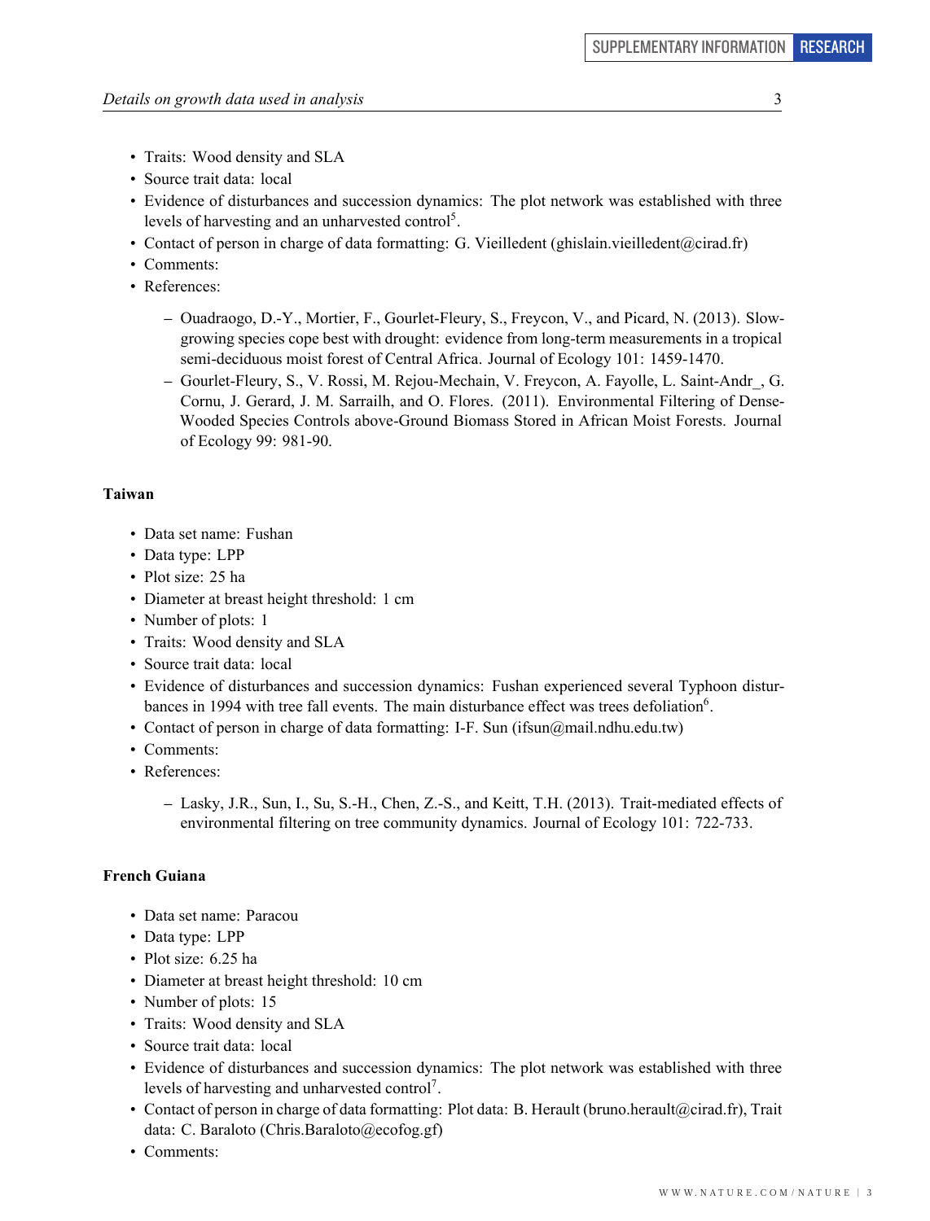- Traits: Wood density and SLA
- Source trait data: local
- Evidence of disturbances and succession dynamics: The plot network was established with three levels of harvesting and an unharvested control[5].
- Contact of person in charge of data formatting: G. Vieilledent (ghislain.vieilledent@cirad.fr)
- Comments:
- References:
  - Ouadraogo, D.-Y., Mortier, F., Gourlet-Fleury, S., Freycon, V., and Picard, N. (2013). Slow-growing species cope best with drought: evidence from long-term measurements in a tropical semi-deciduous moist forest of Central Africa. Journal of Ecology 101: 1459-1470.
  - Gourlet-Fleury, S., V. Rossi, M. Rejou-Mechain, V. Freycon, A. Fayolle, L. Saint-Andr_, G. Cornu, J. Gerard, J. M. Sarrailh, and O. Flores. (2011). Environmental Filtering of Dense-Wooded Species Controls above-Ground Biomass Stored in African Moist Forests. Journal of Ecology 99: 981-90.

**Taiwan**

- Data set name: Fushan
- Data type: LPP
- Plot size: 25 ha
- Diameter at breast height threshold: 1 cm
- Number of plots: 1
- Traits: Wood density and SLA
- Source trait data: local
- Evidence of disturbances and succession dynamics: Fushan experienced several Typhoon disturbances in 1994 with tree fall events. The main disturbance effect was trees defoliation[6].
- Contact of person in charge of data formatting: I-F. Sun (ifsun@mail.ndhu.edu.tw)
- Comments:
- References:
  - Lasky, J.R., Sun, I., Su, S.-H., Chen, Z.-S., and Keitt, T.H. (2013). Trait-mediated effects of environmental filtering on tree community dynamics. Journal of Ecology 101: 722-733.

**French Guiana**

- Data set name: Paracou
- Data type: LPP
- Plot size: 6.25 ha
- Diameter at breast height threshold: 10 cm
- Number of plots: 15
- Traits: Wood density and SLA
- Source trait data: local
- Evidence of disturbances and succession dynamics: The plot network was established with three levels of harvesting and unharvested control[7].
- Contact of person in charge of data formatting: Plot data: B. Herault (bruno.herault@cirad.fr), Trait data: C. Baraloto (Chris.Baraloto@ecofog.gf)
- Comments: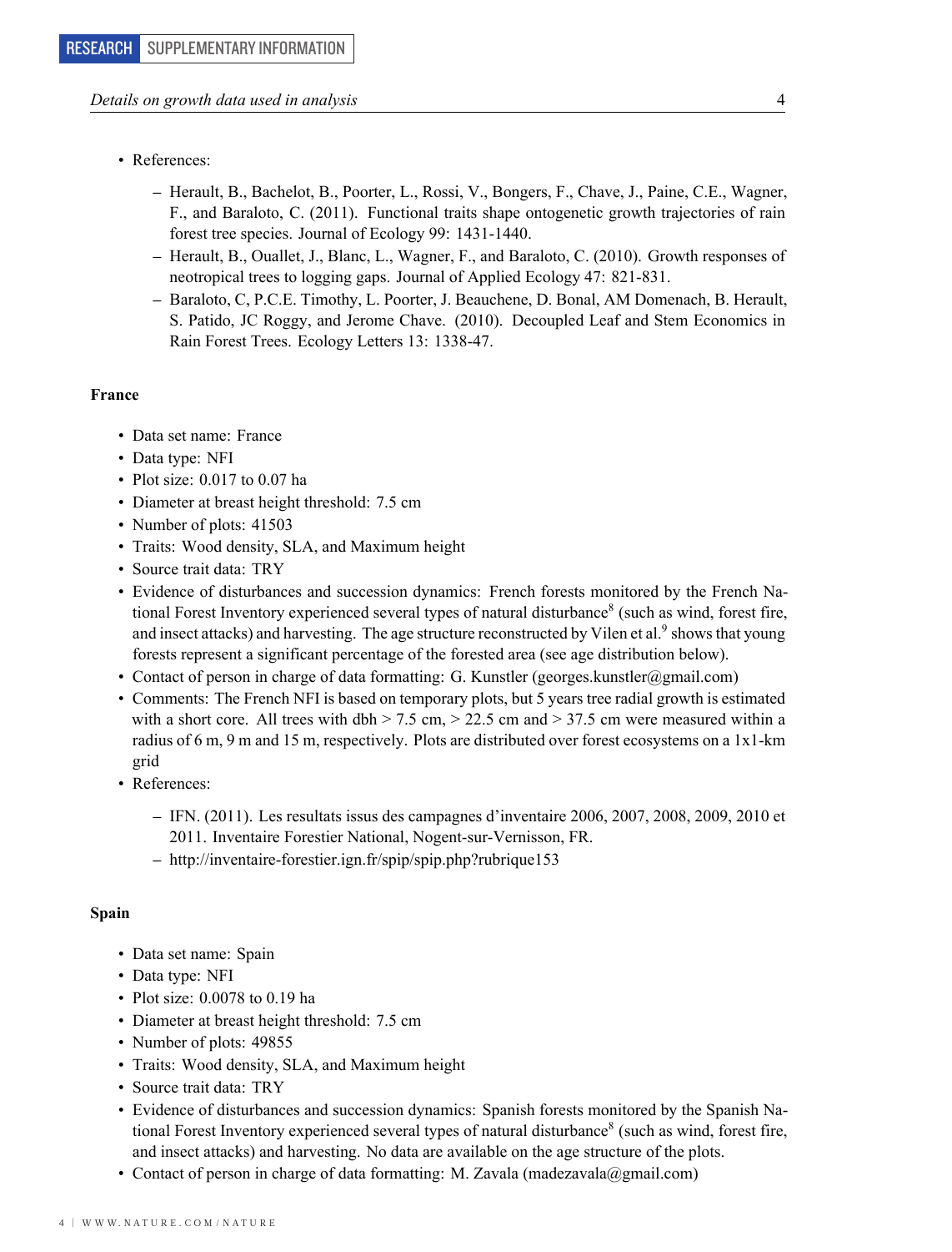- References:
  - Herault, B., Bachelot, B., Poorter, L., Rossi, V., Bongers, F., Chave, J., Paine, C.E., Wagner, F., and Baraloto, C. (2011). Functional traits shape ontogenetic growth trajectories of rain forest tree species. Journal of Ecology 99: 1431-1440.
  - Herault, B., Ouallet, J., Blanc, L., Wagner, F., and Baraloto, C. (2010). Growth responses of neotropical trees to logging gaps. Journal of Applied Ecology 47: 821-831.
  - Baraloto, C, P.C.E. Timothy, L. Poorter, J. Beauchene, D. Bonal, AM Domenach, B. Herault, S. Patido, JC Roggy, and Jerome Chave. (2010). Decoupled Leaf and Stem Economics in Rain Forest Trees. Ecology Letters 13: 1338-47.

**France**

- Data set name: France
- Data type: NFI
- Plot size: 0.017 to 0.07 ha
- Diameter at breast height threshold: 7.5 cm
- Number of plots: 41503
- Traits: Wood density, SLA, and Maximum height
- Source trait data: TRY
- Evidence of disturbances and succession dynamics: French forests monitored by the French National Forest Inventory experienced several types of natural disturbance[8] (such as wind, forest fire, and insect attacks) and harvesting. The age structure reconstructed by Vilen et al.[9] shows that young forests represent a significant percentage of the forested area (see age distribution below).
- Contact of person in charge of data formatting: G. Kunstler (georges.kunstler@gmail.com)
- Comments: The French NFI is based on temporary plots, but 5 years tree radial growth is estimated with a short core. All trees with dbh > 7.5 cm, > 22.5 cm and > 37.5 cm were measured within a radius of 6 m, 9 m and 15 m, respectively. Plots are distributed over forest ecosystems on a 1x1-km grid
- References:
  - IFN. (2011). Les resultats issus des campagnes d'inventaire 2006, 2007, 2008, 2009, 2010 et 2011. Inventaire Forestier National, Nogent-sur-Vernisson, FR.
  - http://inventaire-forestier.ign.fr/spip/spip.php?rubrique153

**Spain**

- Data set name: Spain
- Data type: NFI
- Plot size: 0.0078 to 0.19 ha
- Diameter at breast height threshold: 7.5 cm
- Number of plots: 49855
- Traits: Wood density, SLA, and Maximum height
- Source trait data: TRY
- Evidence of disturbances and succession dynamics: Spanish forests monitored by the Spanish National Forest Inventory experienced several types of natural disturbance[8] (such as wind, forest fire, and insect attacks) and harvesting. No data are available on the age structure of the plots.
- Contact of person in charge of data formatting: M. Zavala (madezavala@gmail.com)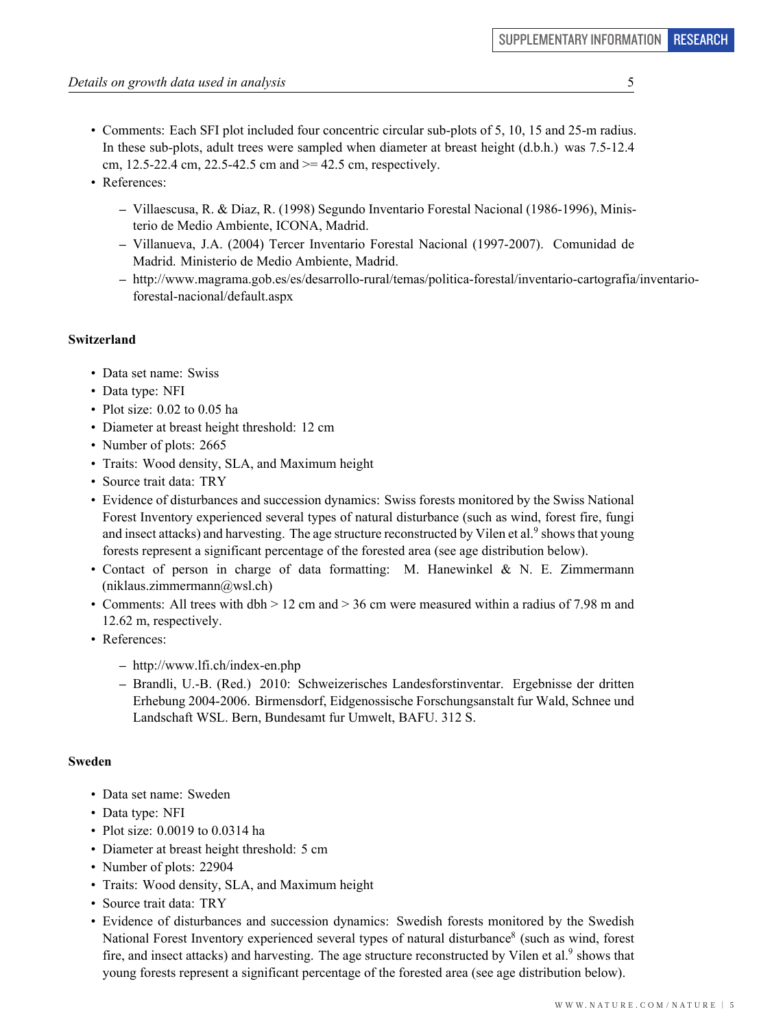- Comments: Each SFI plot included four concentric circular sub-plots of 5, 10, 15 and 25-m radius. In these sub-plots, adult trees were sampled when diameter at breast height (d.b.h.) was 7.5-12.4 cm, 12.5-22.4 cm, 22.5-42.5 cm and >= 42.5 cm, respectively.
- References:
  - Villaescusa, R. & Diaz, R. (1998) Segundo Inventario Forestal Nacional (1986-1996), Ministerio de Medio Ambiente, ICONA, Madrid.
  - Villanueva, J.A. (2004) Tercer Inventario Forestal Nacional (1997-2007). Comunidad de Madrid. Ministerio de Medio Ambiente, Madrid.
  - http://www.magrama.gob.es/es/desarrollo-rural/temas/politica-forestal/inventario-cartografia/inventario-forestal-nacional/default.aspx

**Switzerland**

- Data set name: Swiss
- Data type: NFI
- Plot size: 0.02 to 0.05 ha
- Diameter at breast height threshold: 12 cm
- Number of plots: 2665
- Traits: Wood density, SLA, and Maximum height
- Source trait data: TRY
- Evidence of disturbances and succession dynamics: Swiss forests monitored by the Swiss National Forest Inventory experienced several types of natural disturbance (such as wind, forest fire, fungi and insect attacks) and harvesting. The age structure reconstructed by Vilen et al.[9] shows that young forests represent a significant percentage of the forested area (see age distribution below).
- Contact of person in charge of data formatting: M. Hanewinkel & N. E. Zimmermann (niklaus.zimmermann@wsl.ch)
- Comments: All trees with dbh > 12 cm and > 36 cm were measured within a radius of 7.98 m and 12.62 m, respectively.
- References:
  - http://www.lfi.ch/index-en.php
  - Brandli, U.-B. (Red.) 2010: Schweizerisches Landesforstinventar. Ergebnisse der dritten Erhebung 2004-2006. Birmensdorf, Eidgenossische Forschungsanstalt fur Wald, Schnee und Landschaft WSL. Bern, Bundesamt fur Umwelt, BAFU. 312 S.

**Sweden**

- Data set name: Sweden
- Data type: NFI
- Plot size: 0.0019 to 0.0314 ha
- Diameter at breast height threshold: 5 cm
- Number of plots: 22904
- Traits: Wood density, SLA, and Maximum height
- Source trait data: TRY
- Evidence of disturbances and succession dynamics: Swedish forests monitored by the Swedish National Forest Inventory experienced several types of natural disturbance[8] (such as wind, forest fire, and insect attacks) and harvesting. The age structure reconstructed by Vilen et al.[9] shows that young forests represent a significant percentage of the forested area (see age distribution below).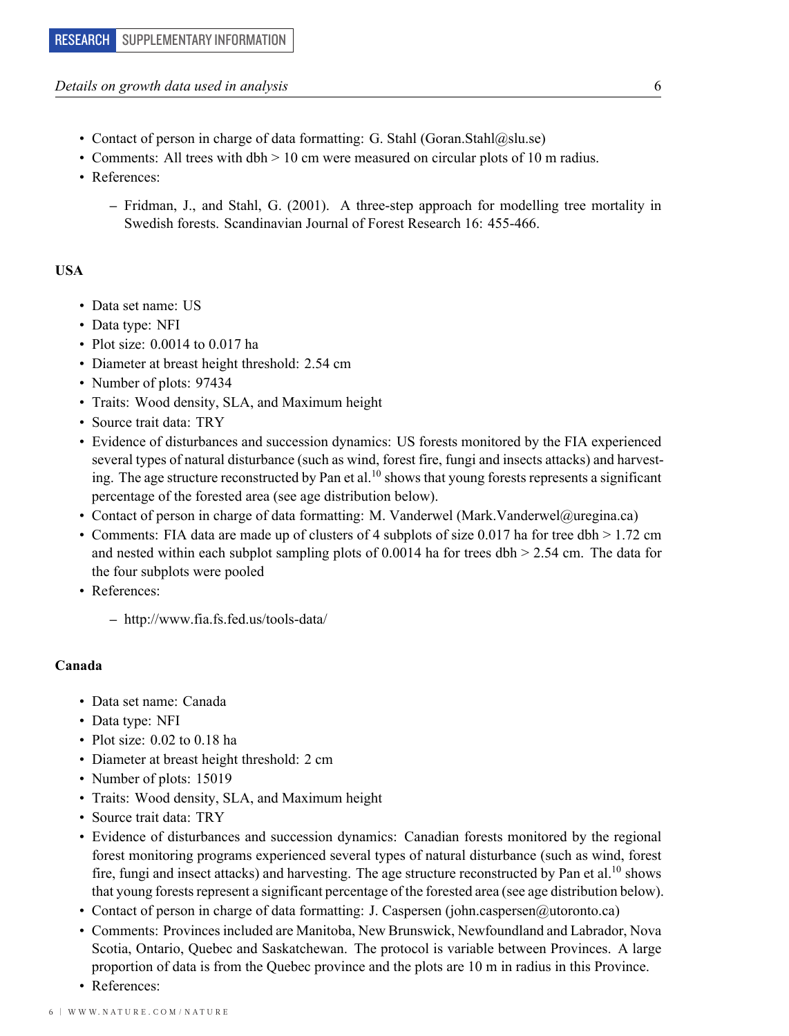- Contact of person in charge of data formatting: G. Stahl (Goran.Stahl@slu.se)
- Comments: All trees with dbh > 10 cm were measured on circular plots of 10 m radius.
- References:
  - Fridman, J., and Stahl, G. (2001). A three-step approach for modelling tree mortality in Swedish forests. Scandinavian Journal of Forest Research 16: 455-466.

### USA

- Data set name: US
- Data type: NFI
- Plot size: 0.0014 to 0.017 ha
- Diameter at breast height threshold: 2.54 cm
- Number of plots: 97434
- Traits: Wood density, SLA, and Maximum height
- Source trait data: TRY
- Evidence of disturbances and succession dynamics: US forests monitored by the FIA experienced several types of natural disturbance (such as wind, forest fire, fungi and insects attacks) and harvesting. The age structure reconstructed by Pan et al.[10] shows that young forests represents a significant percentage of the forested area (see age distribution below).
- Contact of person in charge of data formatting: M. Vanderwel (Mark.Vanderwel@uregina.ca)
- Comments: FIA data are made up of clusters of 4 subplots of size 0.017 ha for tree dbh > 1.72 cm and nested within each subplot sampling plots of 0.0014 ha for trees dbh > 2.54 cm. The data for the four subplots were pooled
- References:
  - http://www.fia.fs.fed.us/tools-data/

### Canada

- Data set name: Canada
- Data type: NFI
- Plot size: 0.02 to 0.18 ha
- Diameter at breast height threshold: 2 cm
- Number of plots: 15019
- Traits: Wood density, SLA, and Maximum height
- Source trait data: TRY
- Evidence of disturbances and succession dynamics: Canadian forests monitored by the regional forest monitoring programs experienced several types of natural disturbance (such as wind, forest fire, fungi and insect attacks) and harvesting. The age structure reconstructed by Pan et al.[10] shows that young forests represent a significant percentage of the forested area (see age distribution below).
- Contact of person in charge of data formatting: J. Caspersen (john.caspersen@utoronto.ca)
- Comments: Provinces included are Manitoba, New Brunswick, Newfoundland and Labrador, Nova Scotia, Ontario, Quebec and Saskatchewan. The protocol is variable between Provinces. A large proportion of data is from the Quebec province and the plots are 10 m in radius in this Province.
- References: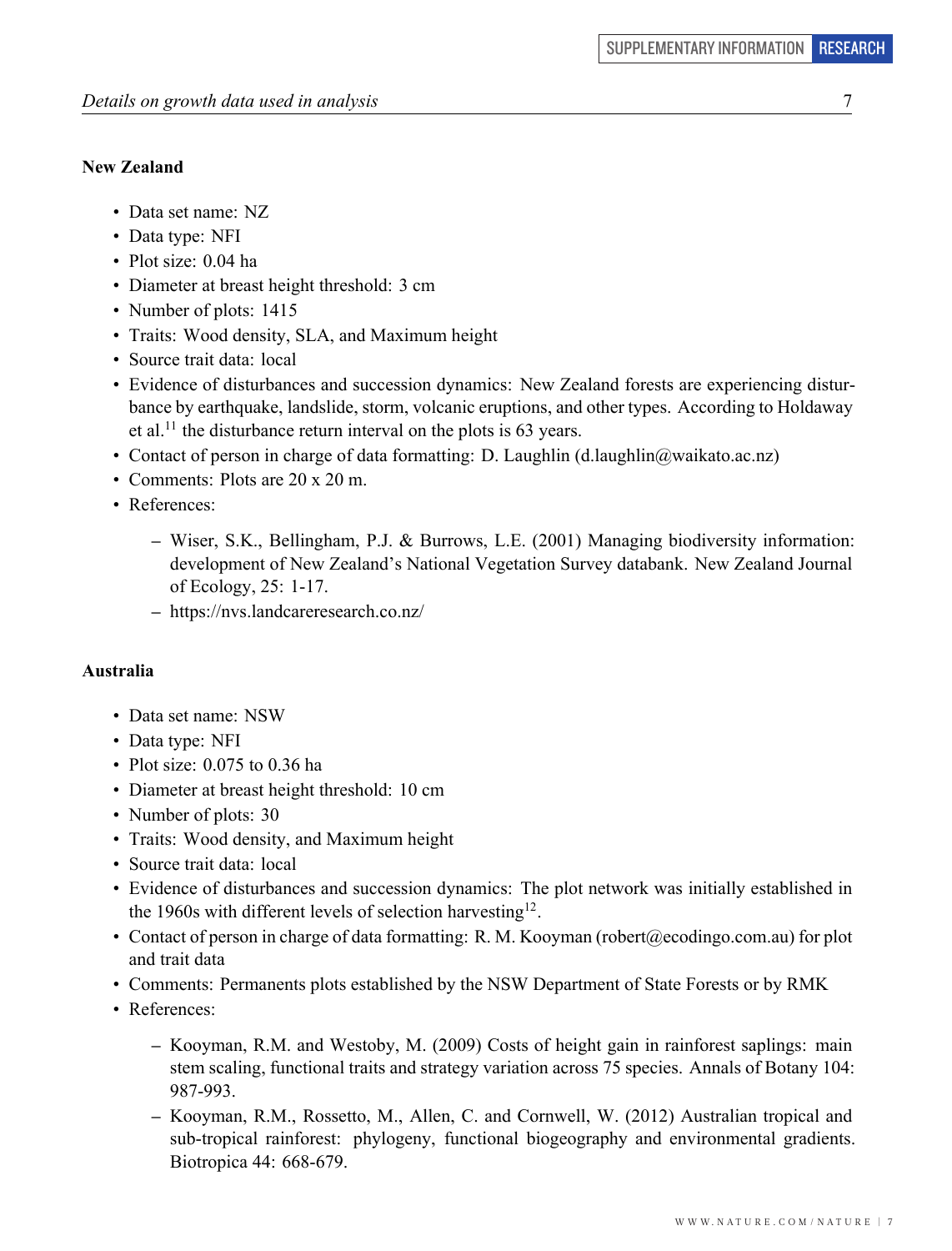### New Zealand

- Data set name: NZ
- Data type: NFI
- Plot size: 0.04 ha
- Diameter at breast height threshold: 3 cm
- Number of plots: 1415
- Traits: Wood density, SLA, and Maximum height
- Source trait data: local
- Evidence of disturbances and succession dynamics: New Zealand forests are experiencing disturbance by earthquake, landslide, storm, volcanic eruptions, and other types. According to Holdaway et al.[11] the disturbance return interval on the plots is 63 years.
- Contact of person in charge of data formatting: D. Laughlin (d.laughlin@waikato.ac.nz)
- Comments: Plots are 20 x 20 m.
- References:
  - Wiser, S.K., Bellingham, P.J. & Burrows, L.E. (2001) Managing biodiversity information: development of New Zealand's National Vegetation Survey databank. New Zealand Journal of Ecology, 25: 1-17.
  - https://nvs.landcareresearch.co.nz/

### Australia

- Data set name: NSW
- Data type: NFI
- Plot size: 0.075 to 0.36 ha
- Diameter at breast height threshold: 10 cm
- Number of plots: 30
- Traits: Wood density, and Maximum height
- Source trait data: local
- Evidence of disturbances and succession dynamics: The plot network was initially established in the 1960s with different levels of selection harvesting[12].
- Contact of person in charge of data formatting: R. M. Kooyman (robert@ecodingo.com.au) for plot and trait data
- Comments: Permanents plots established by the NSW Department of State Forests or by RMK
- References:
  - Kooyman, R.M. and Westoby, M. (2009) Costs of height gain in rainforest saplings: main stem scaling, functional traits and strategy variation across 75 species. Annals of Botany 104: 987-993.
  - Kooyman, R.M., Rossetto, M., Allen, C. and Cornwell, W. (2012) Australian tropical and sub-tropical rainforest: phylogeny, functional biogeography and environmental gradients. Biotropica 44: 668-679.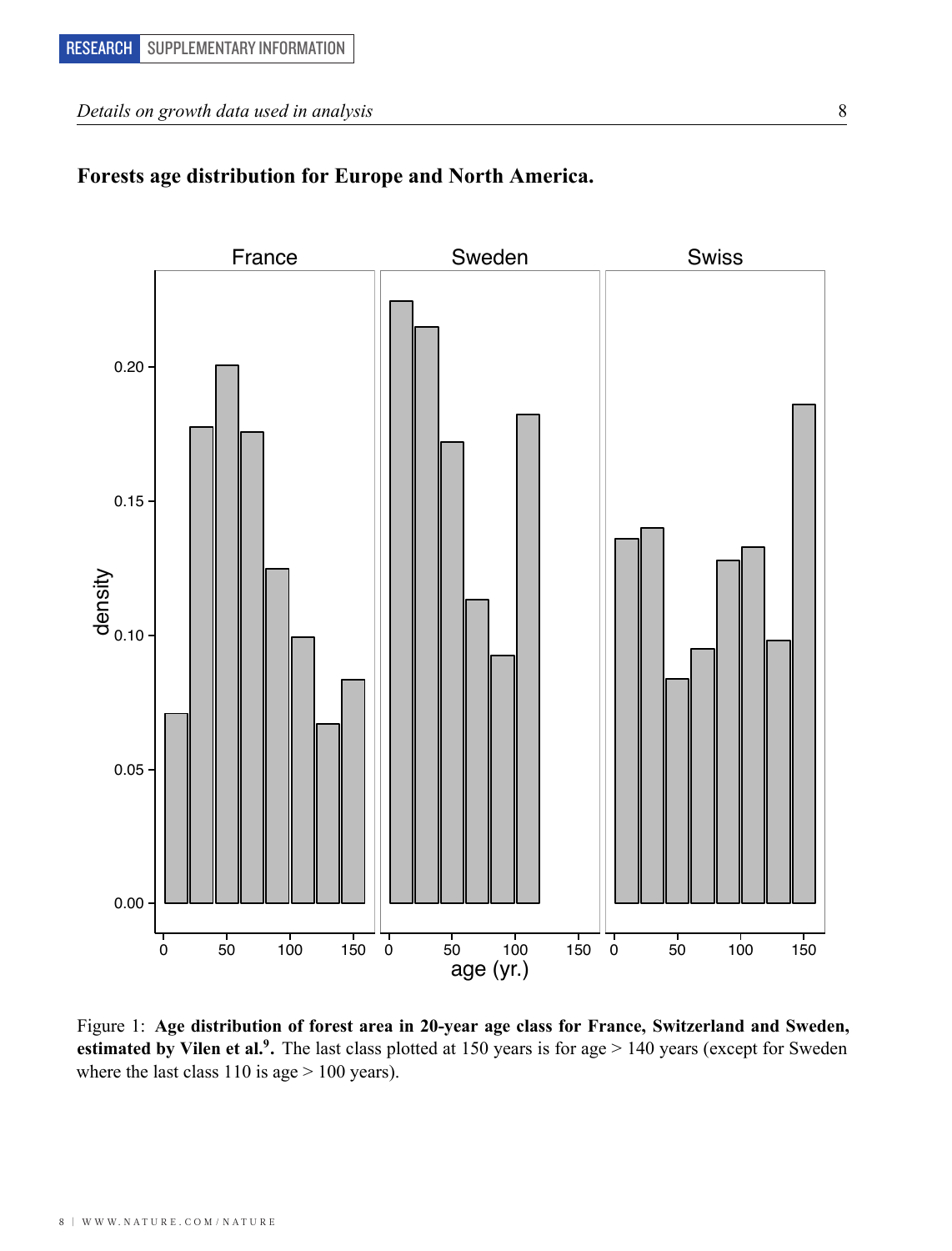## Forests age distribution for Europe and North America.

Figure 1: **Age distribution of forest area in 20-year age class for France, Switzerland and Sweden, estimated by Vilen et al.[9].** The last class plotted at 150 years is for age > 140 years (except for Sweden where the last class 110 is age > 100 years).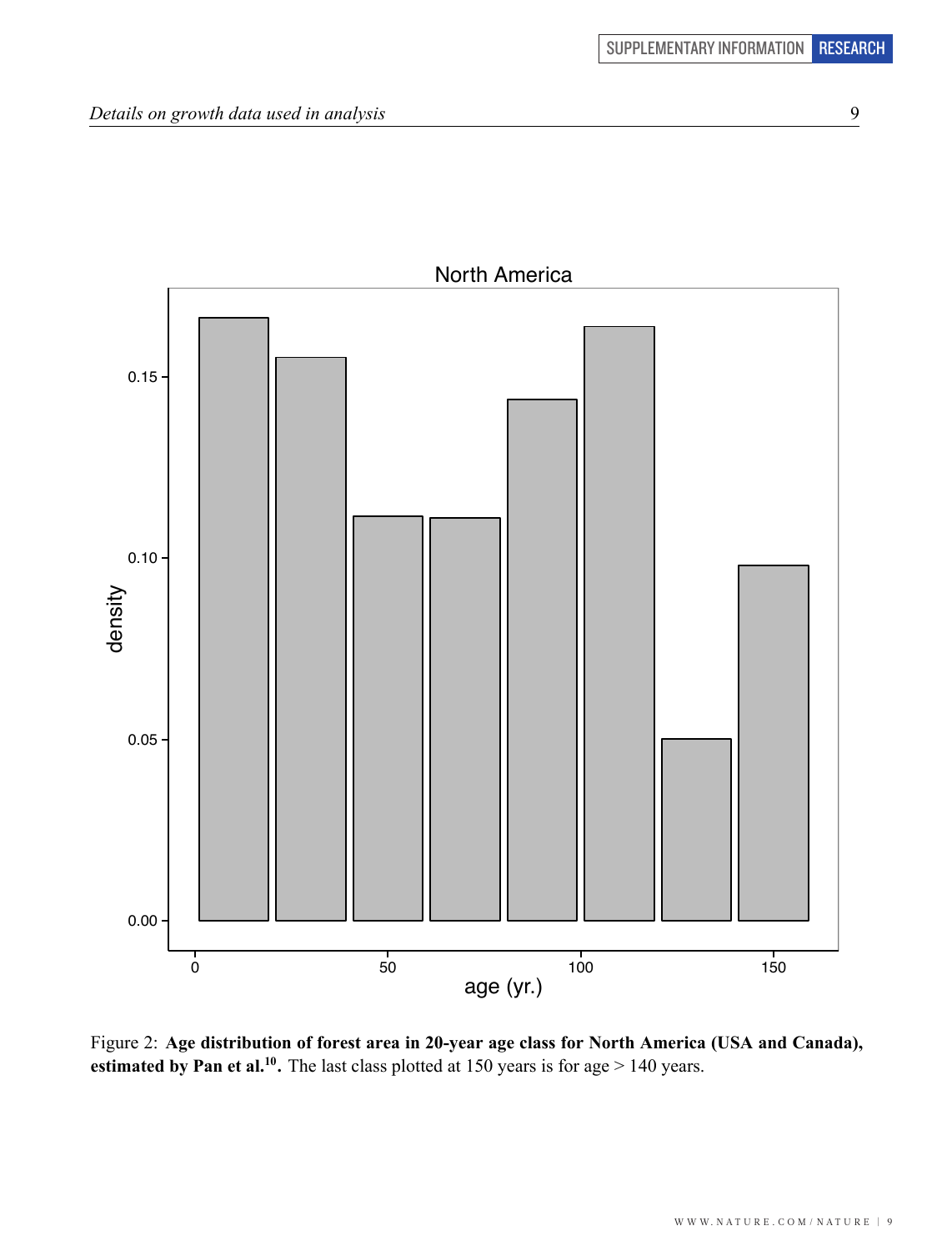Figure 2: **Age distribution of forest area in 20-year age class for North America (USA and Canada), estimated by Pan et al.[10].** The last class plotted at 150 years is for age > 140 years.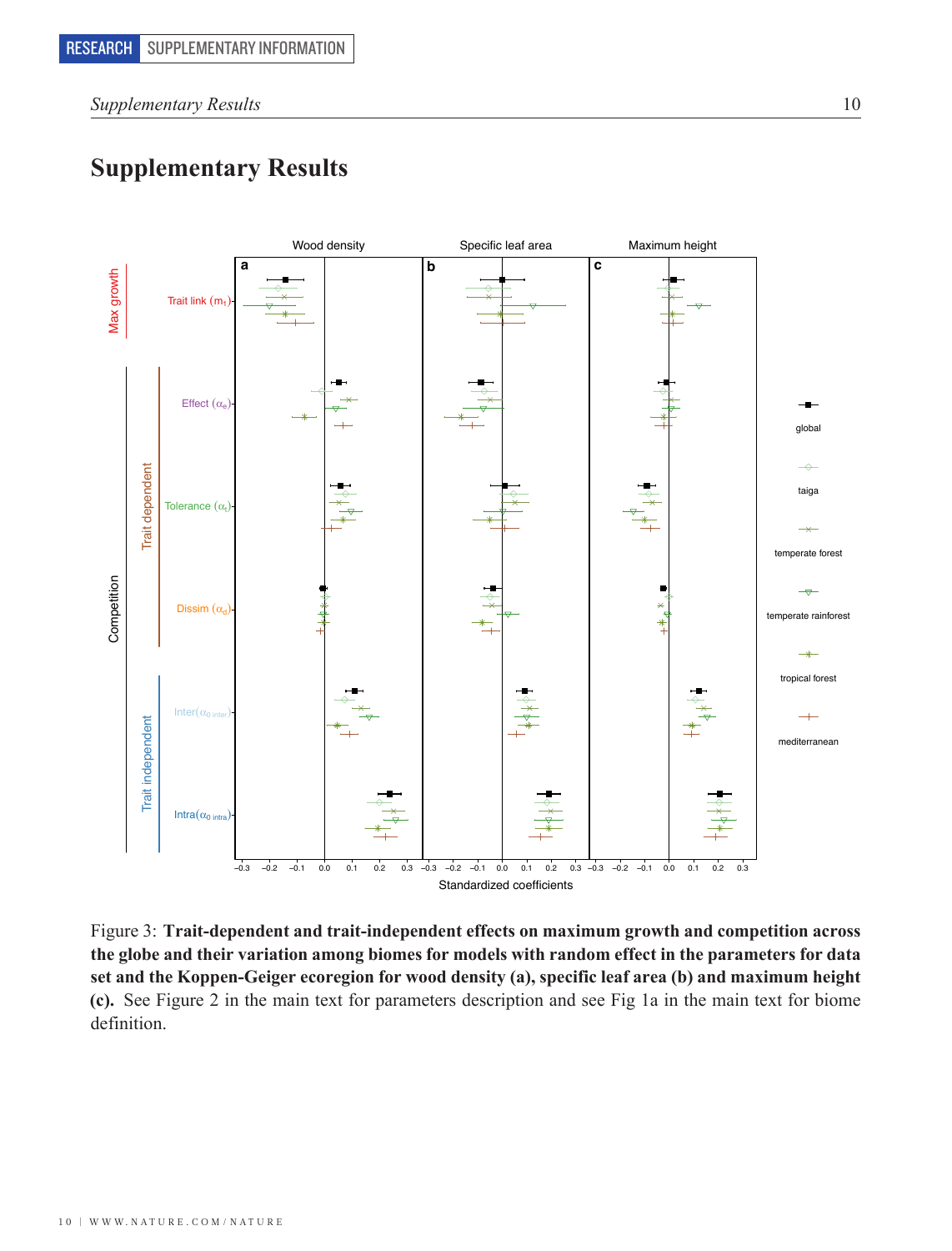# Supplementary Results

Figure 3: **Trait-dependent and trait-independent effects on maximum growth and competition across the globe and their variation among biomes for models with random effect in the parameters for data set and the Koppen-Geiger ecoregion for wood density (a), specific leaf area (b) and maximum height (c).** See Figure 2 in the main text for parameters description and see Fig 1a in the main text for biome definition.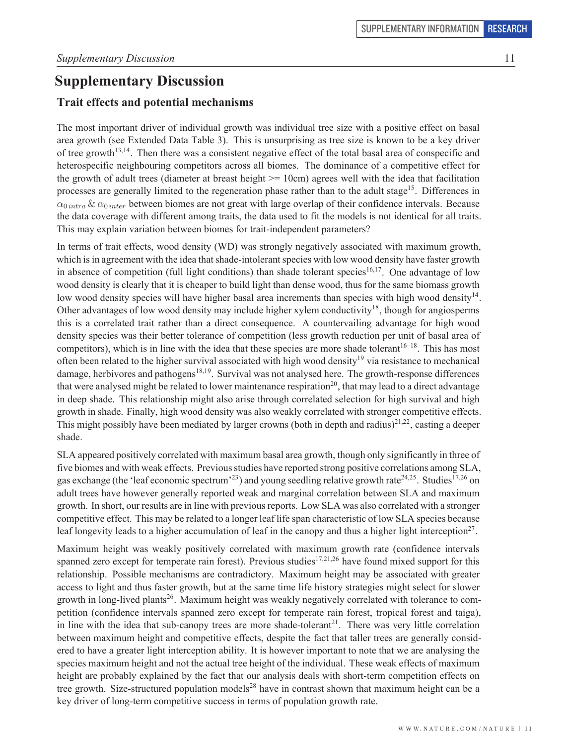# Supplementary Discussion

## Trait effects and potential mechanisms

The most important driver of individual growth was individual tree size with a positive effect on basal area growth (see Extended Data Table 3). This is unsurprising as tree size is known to be a key driver of tree growth[13,14]. Then there was a consistent negative effect of the total basal area of conspecific and heterospecific neighbouring competitors across all biomes. The dominance of a competitive effect for the growth of adult trees (diameter at breast height >= 10cm) agrees well with the idea that facilitation processes are generally limited to the regeneration phase rather than to the adult stage[15]. Differences in $\alpha_{0\,intra}$ & $\alpha_{0\,inter}$ between biomes are not great with large overlap of their confidence intervals. Because the data coverage with different among traits, the data used to fit the models is not identical for all traits. This may explain variation between biomes for trait-independent parameters?

In terms of trait effects, wood density (WD) was strongly negatively associated with maximum growth, which is in agreement with the idea that shade-intolerant species with low wood density have faster growth in absence of competition (full light conditions) than shade tolerant species[16,17]. One advantage of low wood density is clearly that it is cheaper to build light than dense wood, thus for the same biomass growth low wood density species will have higher basal area increments than species with high wood density[14]. Other advantages of low wood density may include higher xylem conductivity[18], though for angiosperms this is a correlated trait rather than a direct consequence. A countervailing advantage for high wood density species was their better tolerance of competition (less growth reduction per unit of basal area of competitors), which is in line with the idea that these species are more shade tolerant[16–18]. This has most often been related to the higher survival associated with high wood density[19] via resistance to mechanical damage, herbivores and pathogens[18,19]. Survival was not analysed here. The growth-response differences that were analysed might be related to lower maintenance respiration[20], that may lead to a direct advantage in deep shade. This relationship might also arise through correlated selection for high survival and high growth in shade. Finally, high wood density was also weakly correlated with stronger competitive effects. This might possibly have been mediated by larger crowns (both in depth and radius)[21,22], casting a deeper shade.

SLA appeared positively correlated with maximum basal area growth, though only significantly in three of five biomes and with weak effects. Previous studies have reported strong positive correlations among SLA, gas exchange (the 'leaf economic spectrum'[23]) and young seedling relative growth rate[24,25]. Studies[17,26] on adult trees have however generally reported weak and marginal correlation between SLA and maximum growth. In short, our results are in line with previous reports. Low SLA was also correlated with a stronger competitive effect. This may be related to a longer leaf life span characteristic of low SLA species because leaf longevity leads to a higher accumulation of leaf in the canopy and thus a higher light interception[27].

Maximum height was weakly positively correlated with maximum growth rate (confidence intervals spanned zero except for temperate rain forest). Previous studies[17,21,26] have found mixed support for this relationship. Possible mechanisms are contradictory. Maximum height may be associated with greater access to light and thus faster growth, but at the same time life history strategies might select for slower growth in long-lived plants[26]. Maximum height was weakly negatively correlated with tolerance to competition (confidence intervals spanned zero except for temperate rain forest, tropical forest and taiga), in line with the idea that sub-canopy trees are more shade-tolerant[21]. There was very little correlation between maximum height and competitive effects, despite the fact that taller trees are generally considered to have a greater light interception ability. It is however important to note that we are analysing the species maximum height and not the actual tree height of the individual. These weak effects of maximum height are probably explained by the fact that our analysis deals with short-term competition effects on tree growth. Size-structured population models[28] have in contrast shown that maximum height can be a key driver of long-term competitive success in terms of population growth rate.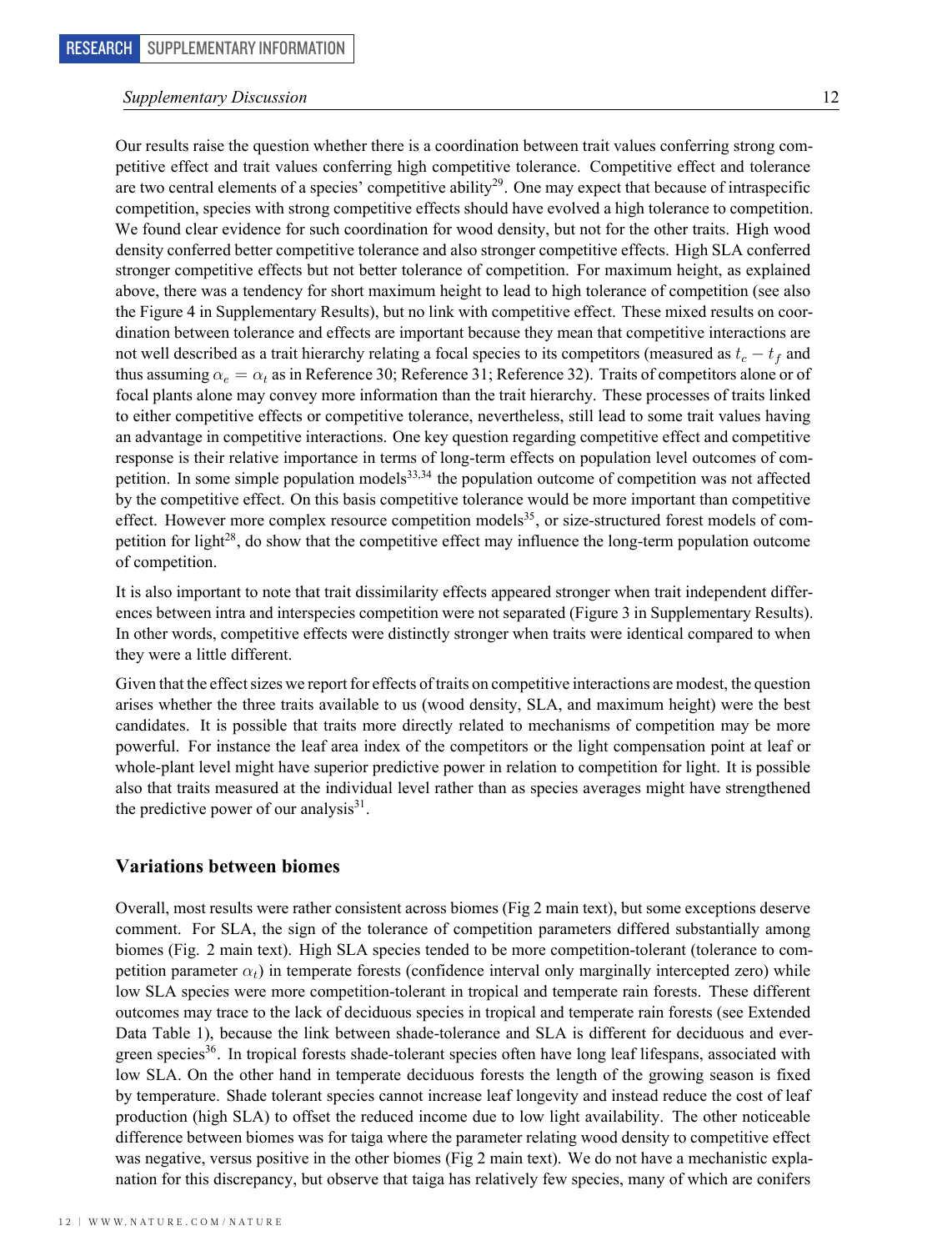Our results raise the question whether there is a coordination between trait values conferring strong competitive effect and trait values conferring high competitive tolerance. Competitive effect and tolerance are two central elements of a species' competitive ability[29]. One may expect that because of intraspecific competition, species with strong competitive effects should have evolved a high tolerance to competition. We found clear evidence for such coordination for wood density, but not for the other traits. High wood density conferred better competitive tolerance and also stronger competitive effects. High SLA conferred stronger competitive effects but not better tolerance of competition. For maximum height, as explained above, there was a tendency for short maximum height to lead to high tolerance of competition (see also the Figure 4 in Supplementary Results), but no link with competitive effect. These mixed results on coordination between tolerance and effects are important because they mean that competitive interactions are not well described as a trait hierarchy relating a focal species to its competitors (measured as $t_c - t_f$ and thus assuming $\alpha_e = \alpha_t$ as in Reference 30; Reference 31; Reference 32). Traits of competitors alone or of focal plants alone may convey more information than the trait hierarchy. These processes of traits linked to either competitive effects or competitive tolerance, nevertheless, still lead to some trait values having an advantage in competitive interactions. One key question regarding competitive effect and competitive response is their relative importance in terms of long-term effects on population level outcomes of competition. In some simple population models[33,34] the population outcome of competition was not affected by the competitive effect. On this basis competitive tolerance would be more important than competitive effect. However more complex resource competition models[35], or size-structured forest models of competition for light[28], do show that the competitive effect may influence the long-term population outcome of competition.

It is also important to note that trait dissimilarity effects appeared stronger when trait independent differences between intra and interspecies competition were not separated (Figure 3 in Supplementary Results). In other words, competitive effects were distinctly stronger when traits were identical compared to when they were a little different.

Given that the effect sizes we report for effects of traits on competitive interactions are modest, the question arises whether the three traits available to us (wood density, SLA, and maximum height) were the best candidates. It is possible that traits more directly related to mechanisms of competition may be more powerful. For instance the leaf area index of the competitors or the light compensation point at leaf or whole-plant level might have superior predictive power in relation to competition for light. It is possible also that traits measured at the individual level rather than as species averages might have strengthened the predictive power of our analysis[31].

## Variations between biomes

Overall, most results were rather consistent across biomes (Fig 2 main text), but some exceptions deserve comment. For SLA, the sign of the tolerance of competition parameters differed substantially among biomes (Fig. 2 main text). High SLA species tended to be more competition-tolerant (tolerance to competition parameter $\alpha_t$) in temperate forests (confidence interval only marginally intercepted zero) while low SLA species were more competition-tolerant in tropical and temperate rain forests. These different outcomes may trace to the lack of deciduous species in tropical and temperate rain forests (see Extended Data Table 1), because the link between shade-tolerance and SLA is different for deciduous and evergreen species[36]. In tropical forests shade-tolerant species often have long leaf lifespans, associated with low SLA. On the other hand in temperate deciduous forests the length of the growing season is fixed by temperature. Shade tolerant species cannot increase leaf longevity and instead reduce the cost of leaf production (high SLA) to offset the reduced income due to low light availability. The other noticeable difference between biomes was for taiga where the parameter relating wood density to competitive effect was negative, versus positive in the other biomes (Fig 2 main text). We do not have a mechanistic explanation for this discrepancy, but observe that taiga has relatively few species, many of which are conifers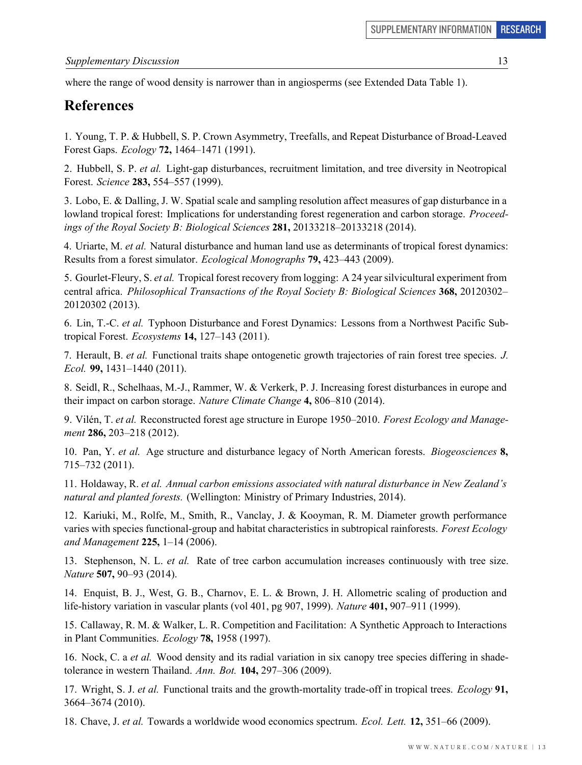where the range of wood density is narrower than in angiosperms (see Extended Data Table 1).

## References

1. Young, T. P. & Hubbell, S. P. Crown Asymmetry, Treefalls, and Repeat Disturbance of Broad-Leaved Forest Gaps. *Ecology* **72,** 1464–1471 (1991).

2. Hubbell, S. P. *et al.* Light-gap disturbances, recruitment limitation, and tree diversity in Neotropical Forest. *Science* **283,** 554–557 (1999).

3. Lobo, E. & Dalling, J. W. Spatial scale and sampling resolution affect measures of gap disturbance in a lowland tropical forest: Implications for understanding forest regeneration and carbon storage. *Proceedings of the Royal Society B: Biological Sciences* **281,** 20133218–20133218 (2014).

4. Uriarte, M. *et al.* Natural disturbance and human land use as determinants of tropical forest dynamics: Results from a forest simulator. *Ecological Monographs* **79,** 423–443 (2009).

5. Gourlet-Fleury, S. *et al.* Tropical forest recovery from logging: A 24 year silvicultural experiment from central africa. *Philosophical Transactions of the Royal Society B: Biological Sciences* **368,** 20120302–20120302 (2013).

6. Lin, T.-C. *et al.* Typhoon Disturbance and Forest Dynamics: Lessons from a Northwest Pacific Subtropical Forest. *Ecosystems* **14,** 127–143 (2011).

7. Herault, B. *et al.* Functional traits shape ontogenetic growth trajectories of rain forest tree species. *J. Ecol.* **99,** 1431–1440 (2011).

8. Seidl, R., Schelhaas, M.-J., Rammer, W. & Verkerk, P. J. Increasing forest disturbances in europe and their impact on carbon storage. *Nature Climate Change* **4,** 806–810 (2014).

9. Vilén, T. *et al.* Reconstructed forest age structure in Europe 1950–2010. *Forest Ecology and Management* **286,** 203–218 (2012).

10. Pan, Y. *et al.* Age structure and disturbance legacy of North American forests. *Biogeosciences* **8,** 715–732 (2011).

11. Holdaway, R. *et al. Annual carbon emissions associated with natural disturbance in New Zealand's natural and planted forests.* (Wellington: Ministry of Primary Industries, 2014).

12. Kariuki, M., Rolfe, M., Smith, R., Vanclay, J. & Kooyman, R. M. Diameter growth performance varies with species functional-group and habitat characteristics in subtropical rainforests. *Forest Ecology and Management* **225,** 1–14 (2006).

13. Stephenson, N. L. *et al.* Rate of tree carbon accumulation increases continuously with tree size. *Nature* **507,** 90–93 (2014).

14. Enquist, B. J., West, G. B., Charnov, E. L. & Brown, J. H. Allometric scaling of production and life-history variation in vascular plants (vol 401, pg 907, 1999). *Nature* **401,** 907–911 (1999).

15. Callaway, R. M. & Walker, L. R. Competition and Facilitation: A Synthetic Approach to Interactions in Plant Communities. *Ecology* **78,** 1958 (1997).

16. Nock, C. a *et al.* Wood density and its radial variation in six canopy tree species differing in shade-tolerance in western Thailand. *Ann. Bot.* **104,** 297–306 (2009).

17. Wright, S. J. *et al.* Functional traits and the growth-mortality trade-off in tropical trees. *Ecology* **91,** 3664–3674 (2010).

18. Chave, J. *et al.* Towards a worldwide wood economics spectrum. *Ecol. Lett.* **12,** 351–66 (2009).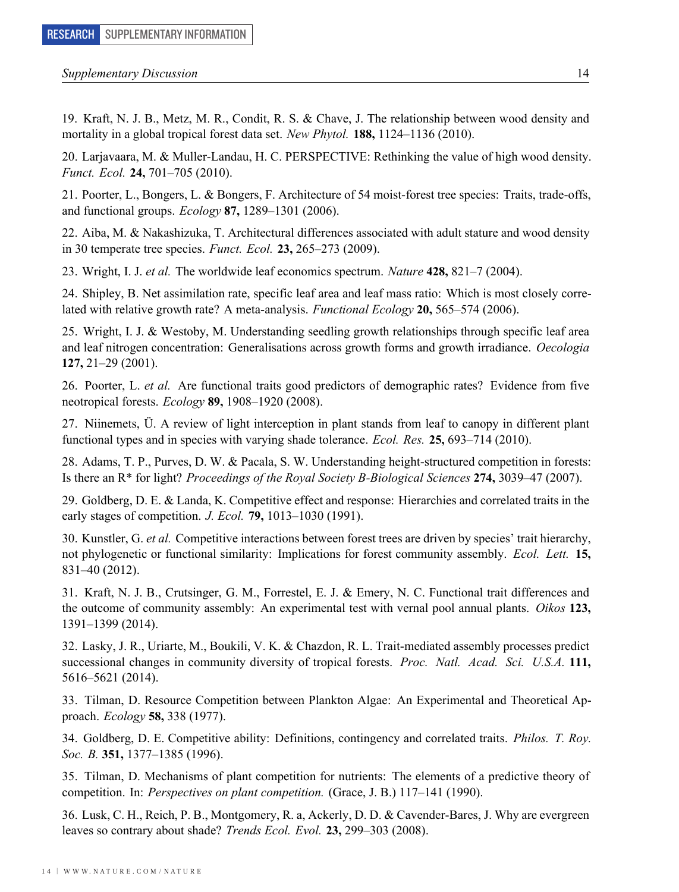19. Kraft, N. J. B., Metz, M. R., Condit, R. S. & Chave, J. The relationship between wood density and mortality in a global tropical forest data set. *New Phytol.* **188,** 1124–1136 (2010).

20. Larjavaara, M. & Muller-Landau, H. C. PERSPECTIVE: Rethinking the value of high wood density. *Funct. Ecol.* **24,** 701–705 (2010).

21. Poorter, L., Bongers, L. & Bongers, F. Architecture of 54 moist-forest tree species: Traits, trade-offs, and functional groups. *Ecology* **87,** 1289–1301 (2006).

22. Aiba, M. & Nakashizuka, T. Architectural differences associated with adult stature and wood density in 30 temperate tree species. *Funct. Ecol.* **23,** 265–273 (2009).

23. Wright, I. J. *et al.* The worldwide leaf economics spectrum. *Nature* **428,** 821–7 (2004).

24. Shipley, B. Net assimilation rate, specific leaf area and leaf mass ratio: Which is most closely correlated with relative growth rate? A meta-analysis. *Functional Ecology* **20,** 565–574 (2006).

25. Wright, I. J. & Westoby, M. Understanding seedling growth relationships through specific leaf area and leaf nitrogen concentration: Generalisations across growth forms and growth irradiance. *Oecologia* **127,** 21–29 (2001).

26. Poorter, L. *et al.* Are functional traits good predictors of demographic rates? Evidence from five neotropical forests. *Ecology* **89,** 1908–1920 (2008).

27. Niinemets, Ü. A review of light interception in plant stands from leaf to canopy in different plant functional types and in species with varying shade tolerance. *Ecol. Res.* **25,** 693–714 (2010).

28. Adams, T. P., Purves, D. W. & Pacala, S. W. Understanding height-structured competition in forests: Is there an R* for light? *Proceedings of the Royal Society B-Biological Sciences* **274,** 3039–47 (2007).

29. Goldberg, D. E. & Landa, K. Competitive effect and response: Hierarchies and correlated traits in the early stages of competition. *J. Ecol.* **79,** 1013–1030 (1991).

30. Kunstler, G. *et al.* Competitive interactions between forest trees are driven by species' trait hierarchy, not phylogenetic or functional similarity: Implications for forest community assembly. *Ecol. Lett.* **15,** 831–40 (2012).

31. Kraft, N. J. B., Crutsinger, G. M., Forrestel, E. J. & Emery, N. C. Functional trait differences and the outcome of community assembly: An experimental test with vernal pool annual plants. *Oikos* **123,** 1391–1399 (2014).

32. Lasky, J. R., Uriarte, M., Boukili, V. K. & Chazdon, R. L. Trait-mediated assembly processes predict successional changes in community diversity of tropical forests. *Proc. Natl. Acad. Sci. U.S.A.* **111,** 5616–5621 (2014).

33. Tilman, D. Resource Competition between Plankton Algae: An Experimental and Theoretical Approach. *Ecology* **58,** 338 (1977).

34. Goldberg, D. E. Competitive ability: Definitions, contingency and correlated traits. *Philos. T. Roy. Soc. B.* **351,** 1377–1385 (1996).

35. Tilman, D. Mechanisms of plant competition for nutrients: The elements of a predictive theory of competition. In: *Perspectives on plant competition.* (Grace, J. B.) 117–141 (1990).

36. Lusk, C. H., Reich, P. B., Montgomery, R. a, Ackerly, D. D. & Cavender-Bares, J. Why are evergreen leaves so contrary about shade? *Trends Ecol. Evol.* **23,** 299–303 (2008).